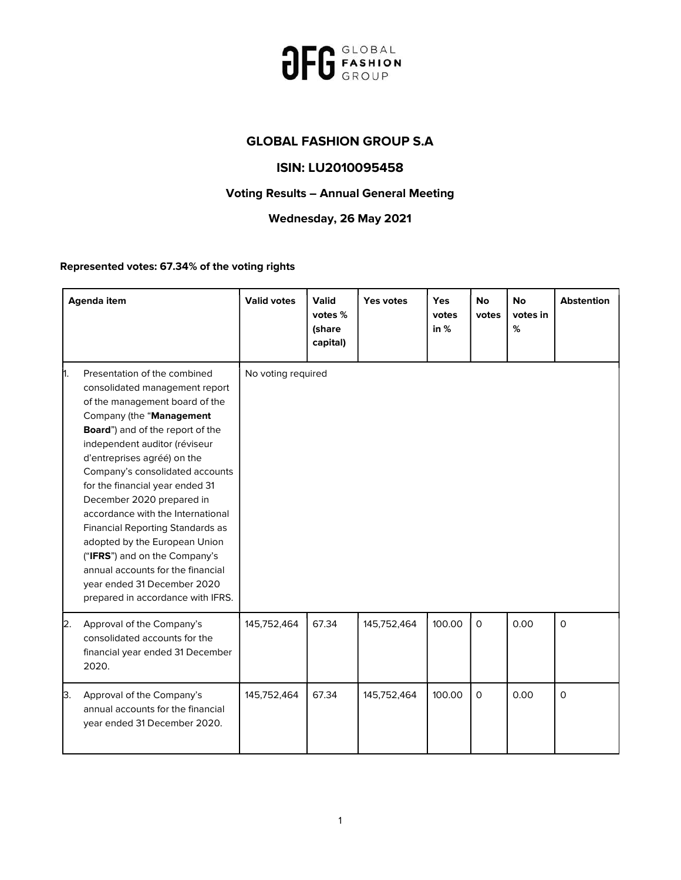# GLOBAL FASHION GROUP S.A

## ISIN: LU2010095458

### Voting Results – Annual General Meeting

### Wednesday, 26 May 2021

**Represented votes: 67.34% of the voting rights**

| Agenda item | Valid votes | Valid votes % (share capital) | Yes votes | Yes votes in % | No votes | No votes in % | Abstention |
|---|---|---|---|---|---|---|---|
| 1. Presentation of the combined consolidated management report of the management board of the Company (the "**Management Board**") and of the report of the independent auditor (réviseur d'entreprises agréé) on the Company's consolidated accounts for the financial year ended 31 December 2020 prepared in accordance with the International Financial Reporting Standards as adopted by the European Union ("**IFRS**") and on the Company's annual accounts for the financial year ended 31 December 2020 prepared in accordance with IFRS. | No voting required | | | | | | |
| 2. Approval of the Company's consolidated accounts for the financial year ended 31 December 2020. | 145,752,464 | 67.34 | 145,752,464 | 100.00 | 0 | 0.00 | 0 |
| 3. Approval of the Company's annual accounts for the financial year ended 31 December 2020. | 145,752,464 | 67.34 | 145,752,464 | 100.00 | 0 | 0.00 | 0 |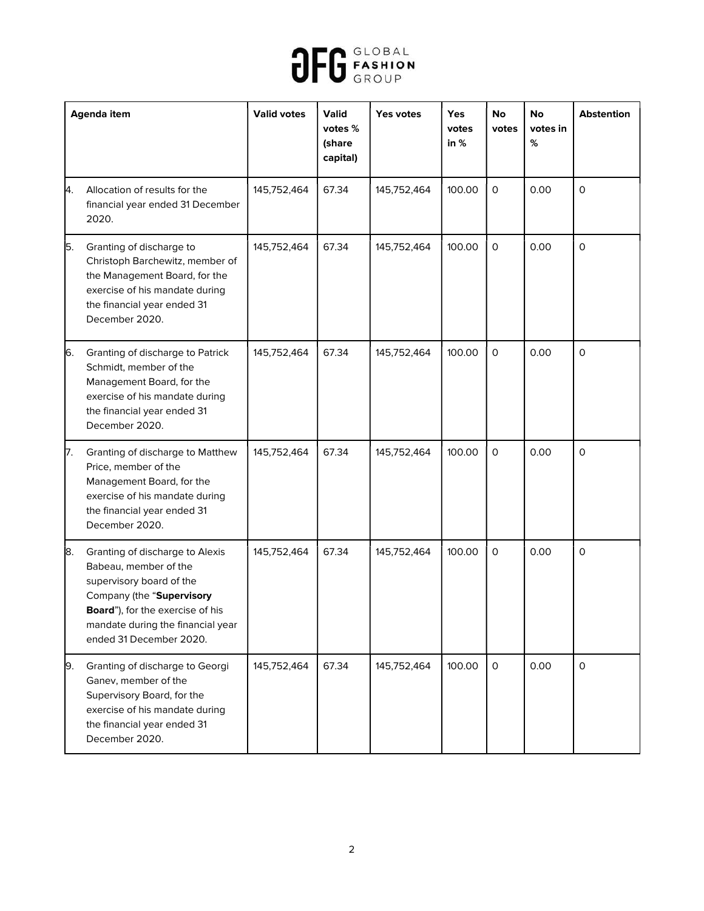| Agenda item | Valid votes | Valid votes % (share capital) | Yes votes | Yes votes in % | No votes | No votes in % | Abstention |
|---|---|---|---|---|---|---|---|
| 4. Allocation of results for the financial year ended 31 December 2020. | 145,752,464 | 67.34 | 145,752,464 | 100.00 | 0 | 0.00 | 0 |
| 5. Granting of discharge to Christoph Barchewitz, member of the Management Board, for the exercise of his mandate during the financial year ended 31 December 2020. | 145,752,464 | 67.34 | 145,752,464 | 100.00 | 0 | 0.00 | 0 |
| 6. Granting of discharge to Patrick Schmidt, member of the Management Board, for the exercise of his mandate during the financial year ended 31 December 2020. | 145,752,464 | 67.34 | 145,752,464 | 100.00 | 0 | 0.00 | 0 |
| 7. Granting of discharge to Matthew Price, member of the Management Board, for the exercise of his mandate during the financial year ended 31 December 2020. | 145,752,464 | 67.34 | 145,752,464 | 100.00 | 0 | 0.00 | 0 |
| 8. Granting of discharge to Alexis Babeau, member of the supervisory board of the Company (the "**Supervisory Board**"), for the exercise of his mandate during the financial year ended 31 December 2020. | 145,752,464 | 67.34 | 145,752,464 | 100.00 | 0 | 0.00 | 0 |
| 9. Granting of discharge to Georgi Ganev, member of the Supervisory Board, for the exercise of his mandate during the financial year ended 31 December 2020. | 145,752,464 | 67.34 | 145,752,464 | 100.00 | 0 | 0.00 | 0 |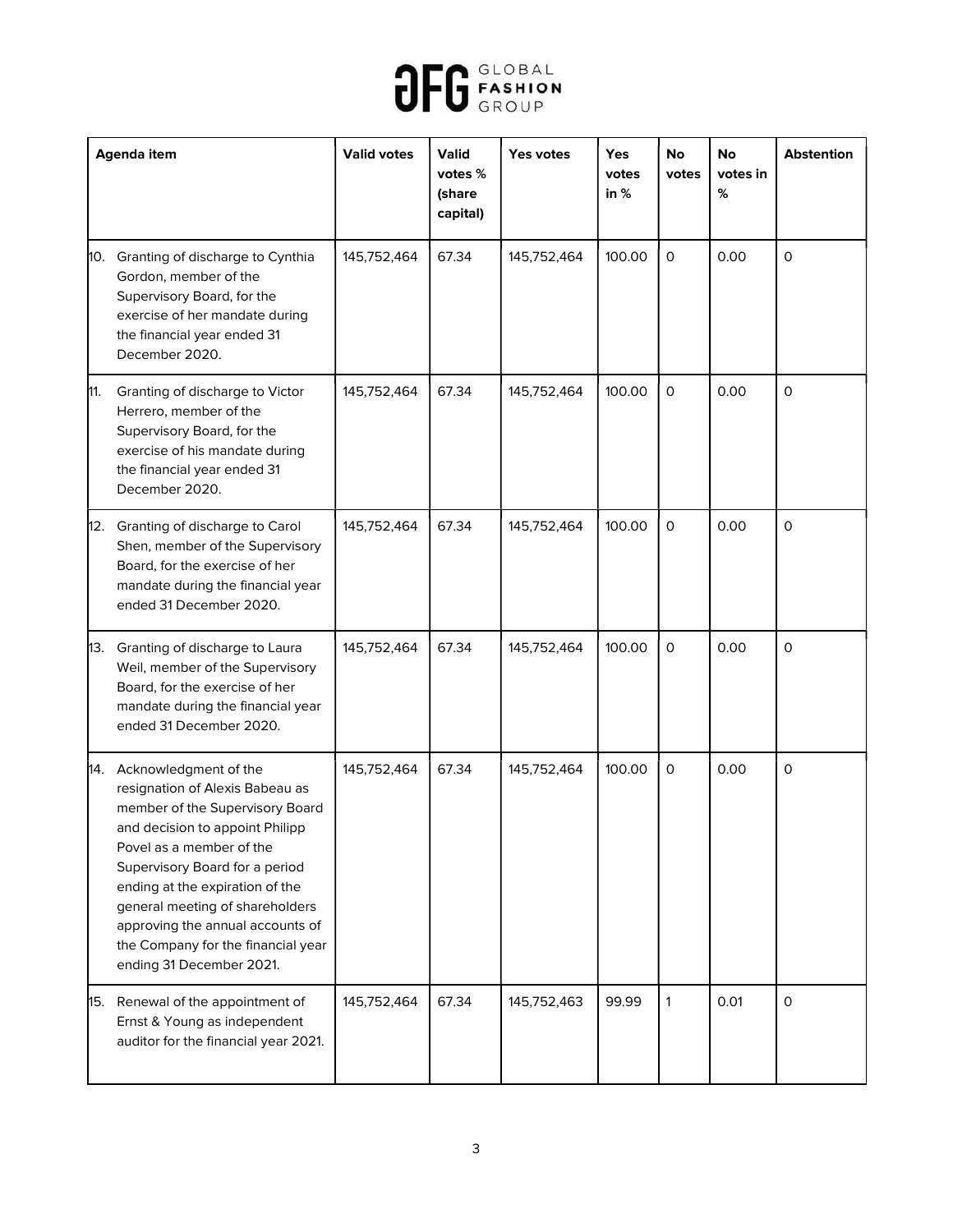| Agenda item | Valid votes | Valid votes % (share capital) | Yes votes | Yes votes in % | No votes | No votes in % | Abstention |
|---|---|---|---|---|---|---|---|
| 10. Granting of discharge to Cynthia Gordon, member of the Supervisory Board, for the exercise of her mandate during the financial year ended 31 December 2020. | 145,752,464 | 67.34 | 145,752,464 | 100.00 | 0 | 0.00 | 0 |
| 11. Granting of discharge to Victor Herrero, member of the Supervisory Board, for the exercise of his mandate during the financial year ended 31 December 2020. | 145,752,464 | 67.34 | 145,752,464 | 100.00 | 0 | 0.00 | 0 |
| 12. Granting of discharge to Carol Shen, member of the Supervisory Board, for the exercise of her mandate during the financial year ended 31 December 2020. | 145,752,464 | 67.34 | 145,752,464 | 100.00 | 0 | 0.00 | 0 |
| 13. Granting of discharge to Laura Weil, member of the Supervisory Board, for the exercise of her mandate during the financial year ended 31 December 2020. | 145,752,464 | 67.34 | 145,752,464 | 100.00 | 0 | 0.00 | 0 |
| 14. Acknowledgment of the resignation of Alexis Babeau as member of the Supervisory Board and decision to appoint Philipp Povel as a member of the Supervisory Board for a period ending at the expiration of the general meeting of shareholders approving the annual accounts of the Company for the financial year ending 31 December 2021. | 145,752,464 | 67.34 | 145,752,464 | 100.00 | 0 | 0.00 | 0 |
| 15. Renewal of the appointment of Ernst & Young as independent auditor for the financial year 2021. | 145,752,464 | 67.34 | 145,752,463 | 99.99 | 1 | 0.01 | 0 |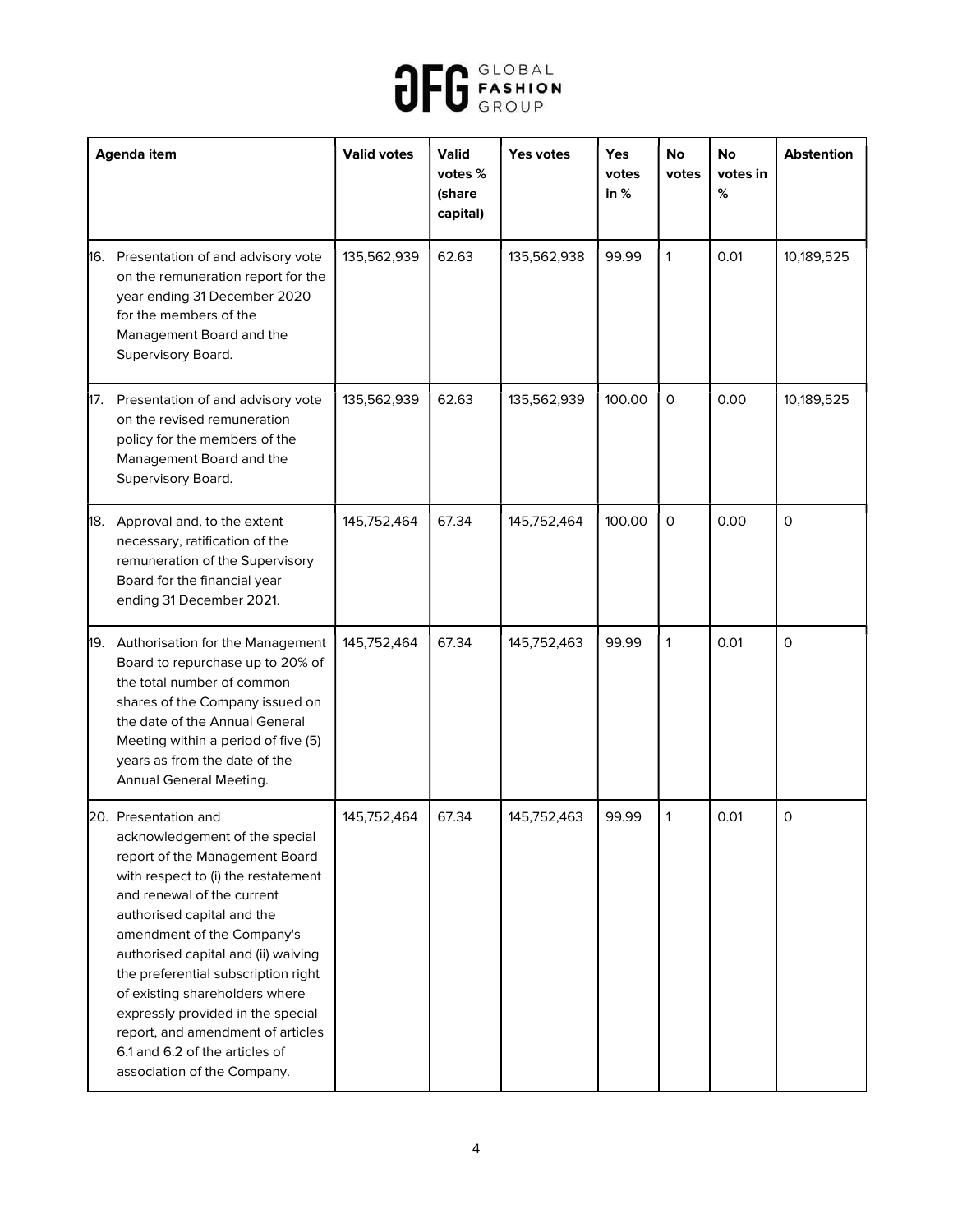| Agenda item | Valid votes | Valid votes % (share capital) | Yes votes | Yes votes in % | No votes | No votes in % | Abstention |
|---|---|---|---|---|---|---|---|
| 16. Presentation of and advisory vote on the remuneration report for the year ending 31 December 2020 for the members of the Management Board and the Supervisory Board. | 135,562,939 | 62.63 | 135,562,938 | 99.99 | 1 | 0.01 | 10,189,525 |
| 17. Presentation of and advisory vote on the revised remuneration policy for the members of the Management Board and the Supervisory Board. | 135,562,939 | 62.63 | 135,562,939 | 100.00 | 0 | 0.00 | 10,189,525 |
| 18. Approval and, to the extent necessary, ratification of the remuneration of the Supervisory Board for the financial year ending 31 December 2021. | 145,752,464 | 67.34 | 145,752,464 | 100.00 | 0 | 0.00 | 0 |
| 19. Authorisation for the Management Board to repurchase up to 20% of the total number of common shares of the Company issued on the date of the Annual General Meeting within a period of five (5) years as from the date of the Annual General Meeting. | 145,752,464 | 67.34 | 145,752,463 | 99.99 | 1 | 0.01 | 0 |
| 20. Presentation and acknowledgement of the special report of the Management Board with respect to (i) the restatement and renewal of the current authorised capital and the amendment of the Company's authorised capital and (ii) waiving the preferential subscription right of existing shareholders where expressly provided in the special report, and amendment of articles 6.1 and 6.2 of the articles of association of the Company. | 145,752,464 | 67.34 | 145,752,463 | 99.99 | 1 | 0.01 | 0 |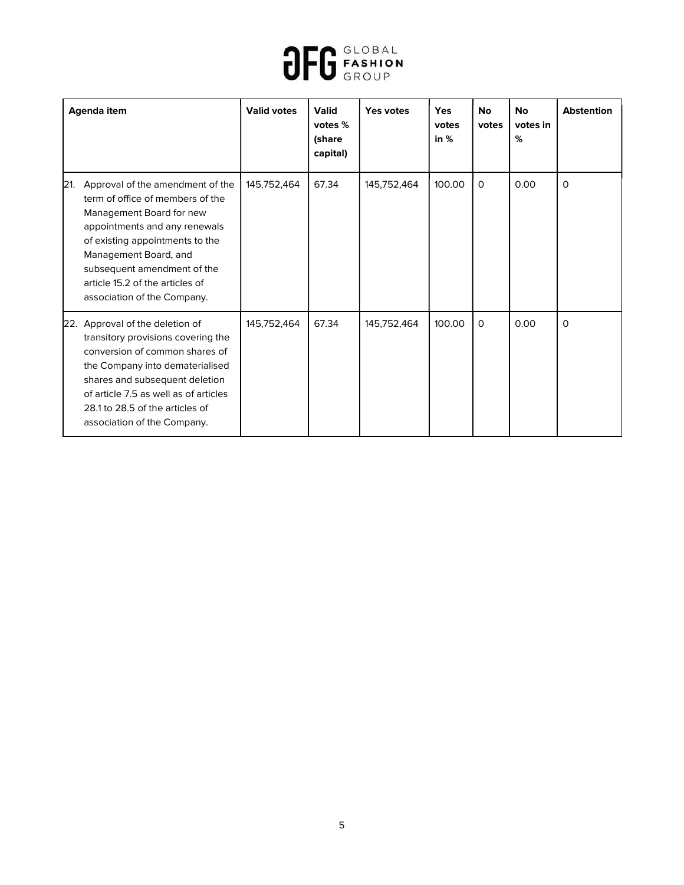| Agenda item | Valid votes | Valid votes % (share capital) | Yes votes | Yes votes in % | No votes | No votes in % | Abstention |
|---|---|---|---|---|---|---|---|
| 21. Approval of the amendment of the term of office of members of the Management Board for new appointments and any renewals of existing appointments to the Management Board, and subsequent amendment of the article 15.2 of the articles of association of the Company. | 145,752,464 | 67.34 | 145,752,464 | 100.00 | 0 | 0.00 | 0 |
| 22. Approval of the deletion of transitory provisions covering the conversion of common shares of the Company into dematerialised shares and subsequent deletion of article 7.5 as well as of articles 28.1 to 28.5 of the articles of association of the Company. | 145,752,464 | 67.34 | 145,752,464 | 100.00 | 0 | 0.00 | 0 |